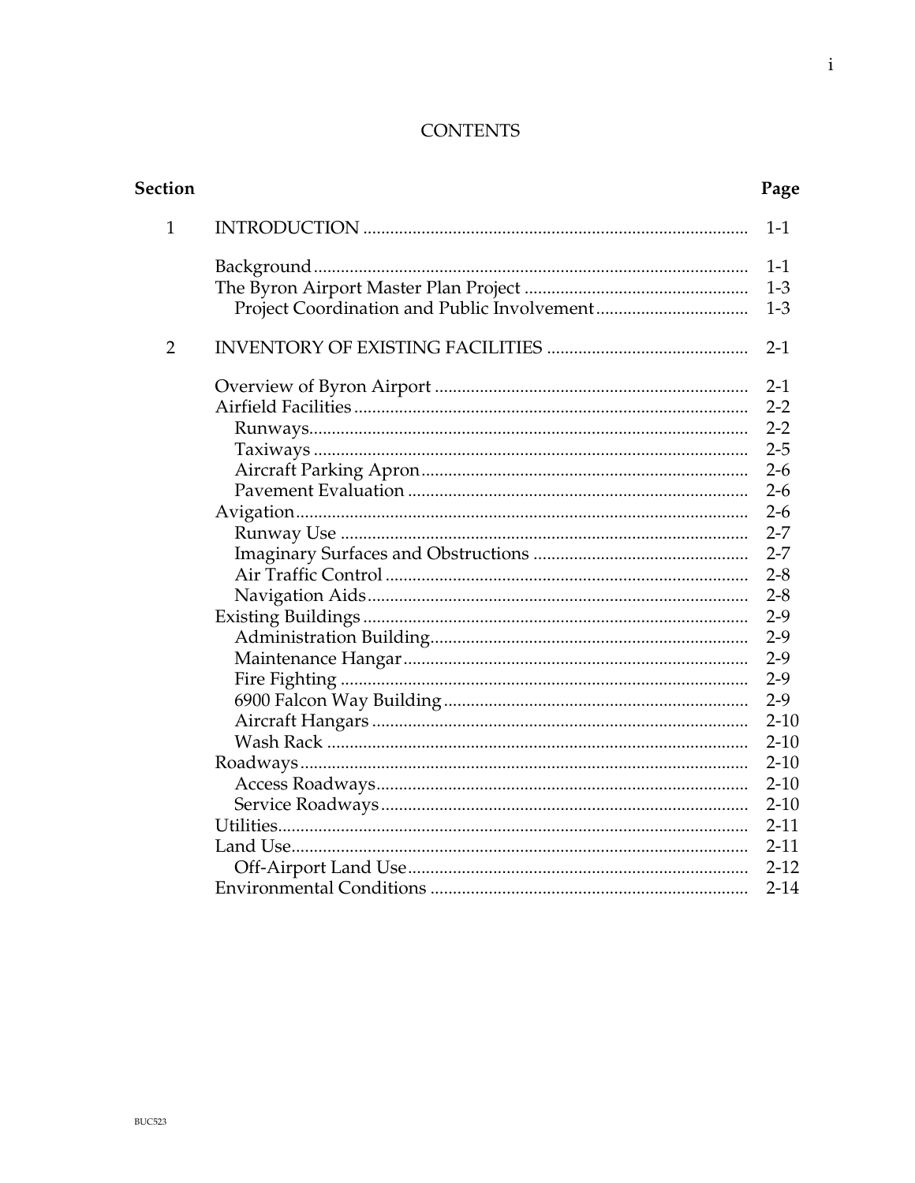# CONTENTS

| Section | | Page |
|---|---|---|
| 1 | INTRODUCTION | 1-1 |
| | Background | 1-1 |
| | The Byron Airport Master Plan Project | 1-3 |
| | Project Coordination and Public Involvement | 1-3 |
| 2 | INVENTORY OF EXISTING FACILITIES | 2-1 |
| | Overview of Byron Airport | 2-1 |
| | Airfield Facilities | 2-2 |
| | Runways | 2-2 |
| | Taxiways | 2-5 |
| | Aircraft Parking Apron | 2-6 |
| | Pavement Evaluation | 2-6 |
| | Avigation | 2-6 |
| | Runway Use | 2-7 |
| | Imaginary Surfaces and Obstructions | 2-7 |
| | Air Traffic Control | 2-8 |
| | Navigation Aids | 2-8 |
| | Existing Buildings | 2-9 |
| | Administration Building | 2-9 |
| | Maintenance Hangar | 2-9 |
| | Fire Fighting | 2-9 |
| | 6900 Falcon Way Building | 2-9 |
| | Aircraft Hangars | 2-10 |
| | Wash Rack | 2-10 |
| | Roadways | 2-10 |
| | Access Roadways | 2-10 |
| | Service Roadways | 2-10 |
| | Utilities | 2-11 |
| | Land Use | 2-11 |
| | Off-Airport Land Use | 2-12 |
| | Environmental Conditions | 2-14 |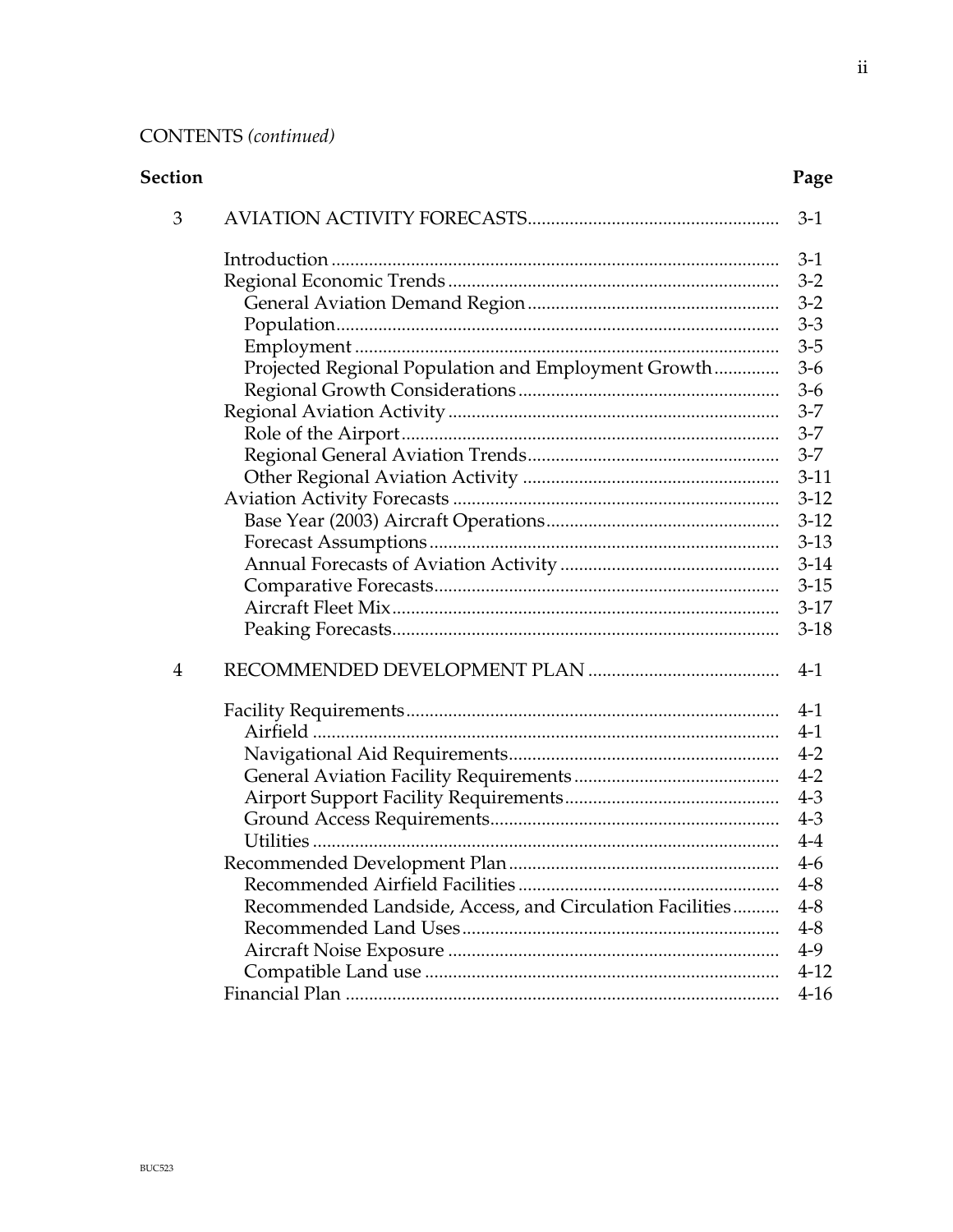CONTENTS *(continued)*

| Section | | Page |
|---|---|---|
| 3 | AVIATION ACTIVITY FORECASTS | 3-1 |
| | Introduction | 3-1 |
| | Regional Economic Trends | 3-2 |
| | General Aviation Demand Region | 3-2 |
| | Population | 3-3 |
| | Employment | 3-5 |
| | Projected Regional Population and Employment Growth | 3-6 |
| | Regional Growth Considerations | 3-6 |
| | Regional Aviation Activity | 3-7 |
| | Role of the Airport | 3-7 |
| | Regional General Aviation Trends | 3-7 |
| | Other Regional Aviation Activity | 3-11 |
| | Aviation Activity Forecasts | 3-12 |
| | Base Year (2003) Aircraft Operations | 3-12 |
| | Forecast Assumptions | 3-13 |
| | Annual Forecasts of Aviation Activity | 3-14 |
| | Comparative Forecasts | 3-15 |
| | Aircraft Fleet Mix | 3-17 |
| | Peaking Forecasts | 3-18 |
| 4 | RECOMMENDED DEVELOPMENT PLAN | 4-1 |
| | Facility Requirements | 4-1 |
| | Airfield | 4-1 |
| | Navigational Aid Requirements | 4-2 |
| | General Aviation Facility Requirements | 4-2 |
| | Airport Support Facility Requirements | 4-3 |
| | Ground Access Requirements | 4-3 |
| | Utilities | 4-4 |
| | Recommended Development Plan | 4-6 |
| | Recommended Airfield Facilities | 4-8 |
| | Recommended Landside, Access, and Circulation Facilities | 4-8 |
| | Recommended Land Uses | 4-8 |
| | Aircraft Noise Exposure | 4-9 |
| | Compatible Land use | 4-12 |
| | Financial Plan | 4-16 |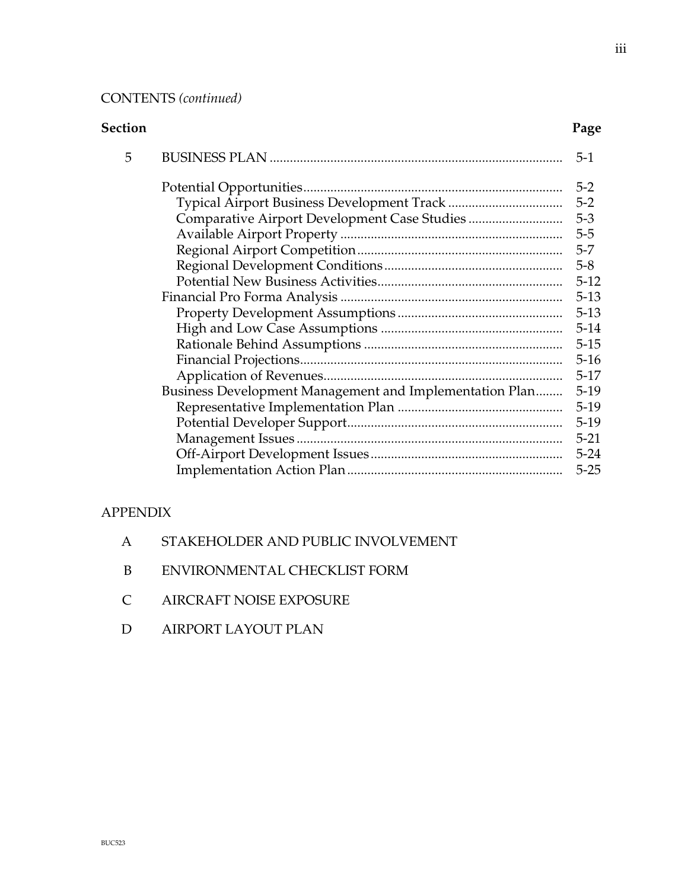CONTENTS *(continued)*

| Section | | Page |
|---|---|---|
| 5 | BUSINESS PLAN | 5-1 |
| | Potential Opportunities | 5-2 |
| | Typical Airport Business Development Track | 5-2 |
| | Comparative Airport Development Case Studies | 5-3 |
| | Available Airport Property | 5-5 |
| | Regional Airport Competition | 5-7 |
| | Regional Development Conditions | 5-8 |
| | Potential New Business Activities | 5-12 |
| | Financial Pro Forma Analysis | 5-13 |
| | Property Development Assumptions | 5-13 |
| | High and Low Case Assumptions | 5-14 |
| | Rationale Behind Assumptions | 5-15 |
| | Financial Projections | 5-16 |
| | Application of Revenues | 5-17 |
| | Business Development Management and Implementation Plan | 5-19 |
| | Representative Implementation Plan | 5-19 |
| | Potential Developer Support | 5-19 |
| | Management Issues | 5-21 |
| | Off-Airport Development Issues | 5-24 |
| | Implementation Action Plan | 5-25 |

APPENDIX

A STAKEHOLDER AND PUBLIC INVOLVEMENT

B ENVIRONMENTAL CHECKLIST FORM

C AIRCRAFT NOISE EXPOSURE

D AIRPORT LAYOUT PLAN

BUC523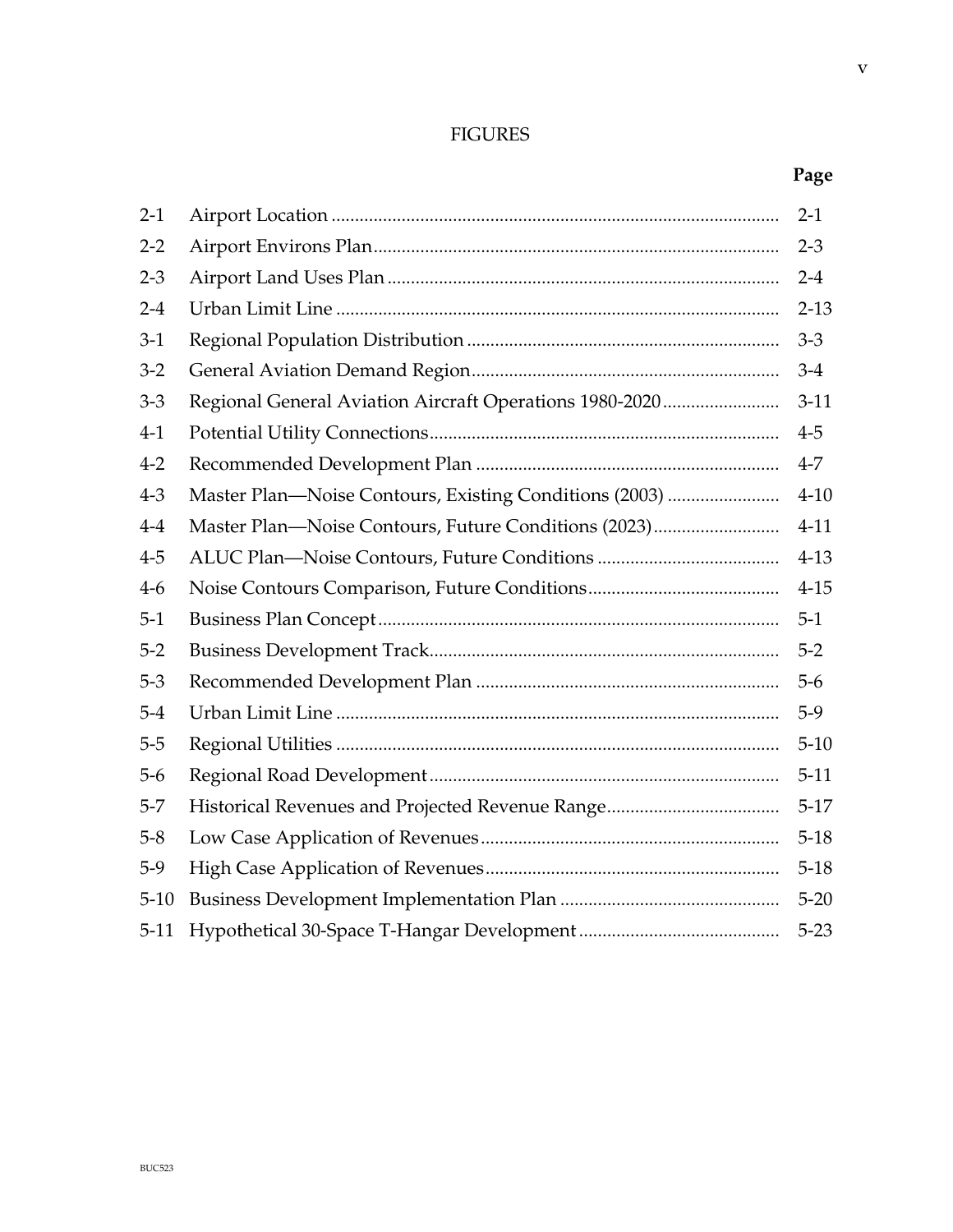# FIGURES

| | | Page |
|---|---|---|
| 2-1 | Airport Location | 2-1 |
| 2-2 | Airport Environs Plan | 2-3 |
| 2-3 | Airport Land Uses Plan | 2-4 |
| 2-4 | Urban Limit Line | 2-13 |
| 3-1 | Regional Population Distribution | 3-3 |
| 3-2 | General Aviation Demand Region | 3-4 |
| 3-3 | Regional General Aviation Aircraft Operations 1980-2020 | 3-11 |
| 4-1 | Potential Utility Connections | 4-5 |
| 4-2 | Recommended Development Plan | 4-7 |
| 4-3 | Master Plan—Noise Contours, Existing Conditions (2003) | 4-10 |
| 4-4 | Master Plan—Noise Contours, Future Conditions (2023) | 4-11 |
| 4-5 | ALUC Plan—Noise Contours, Future Conditions | 4-13 |
| 4-6 | Noise Contours Comparison, Future Conditions | 4-15 |
| 5-1 | Business Plan Concept | 5-1 |
| 5-2 | Business Development Track | 5-2 |
| 5-3 | Recommended Development Plan | 5-6 |
| 5-4 | Urban Limit Line | 5-9 |
| 5-5 | Regional Utilities | 5-10 |
| 5-6 | Regional Road Development | 5-11 |
| 5-7 | Historical Revenues and Projected Revenue Range | 5-17 |
| 5-8 | Low Case Application of Revenues | 5-18 |
| 5-9 | High Case Application of Revenues | 5-18 |
| 5-10 | Business Development Implementation Plan | 5-20 |
| 5-11 | Hypothetical 30-Space T-Hangar Development | 5-23 |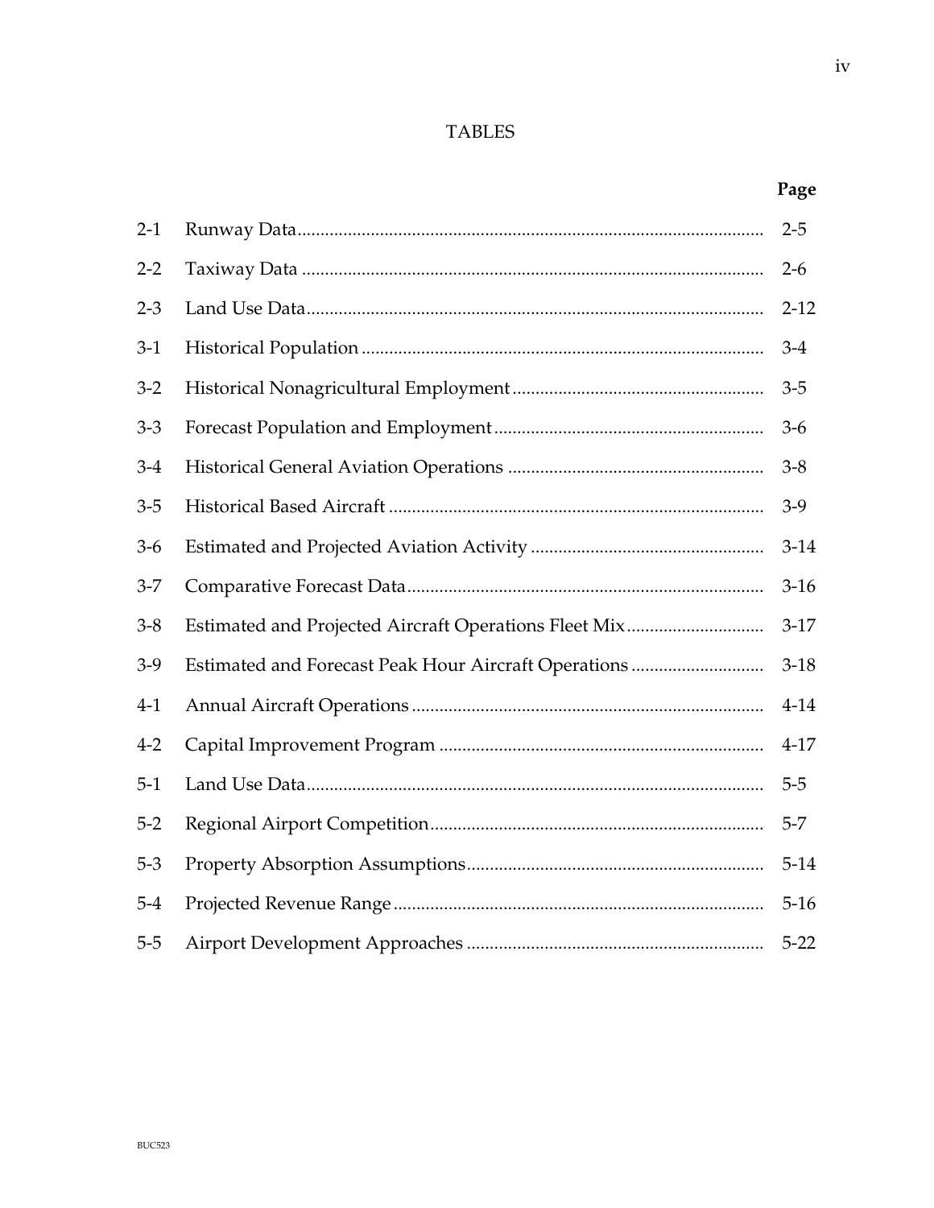# TABLES

| | | Page |
|---|---|---|
| 2-1 | Runway Data | 2-5 |
| 2-2 | Taxiway Data | 2-6 |
| 2-3 | Land Use Data | 2-12 |
| 3-1 | Historical Population | 3-4 |
| 3-2 | Historical Nonagricultural Employment | 3-5 |
| 3-3 | Forecast Population and Employment | 3-6 |
| 3-4 | Historical General Aviation Operations | 3-8 |
| 3-5 | Historical Based Aircraft | 3-9 |
| 3-6 | Estimated and Projected Aviation Activity | 3-14 |
| 3-7 | Comparative Forecast Data | 3-16 |
| 3-8 | Estimated and Projected Aircraft Operations Fleet Mix | 3-17 |
| 3-9 | Estimated and Forecast Peak Hour Aircraft Operations | 3-18 |
| 4-1 | Annual Aircraft Operations | 4-14 |
| 4-2 | Capital Improvement Program | 4-17 |
| 5-1 | Land Use Data | 5-5 |
| 5-2 | Regional Airport Competition | 5-7 |
| 5-3 | Property Absorption Assumptions | 5-14 |
| 5-4 | Projected Revenue Range | 5-16 |
| 5-5 | Airport Development Approaches | 5-22 |

BUC523